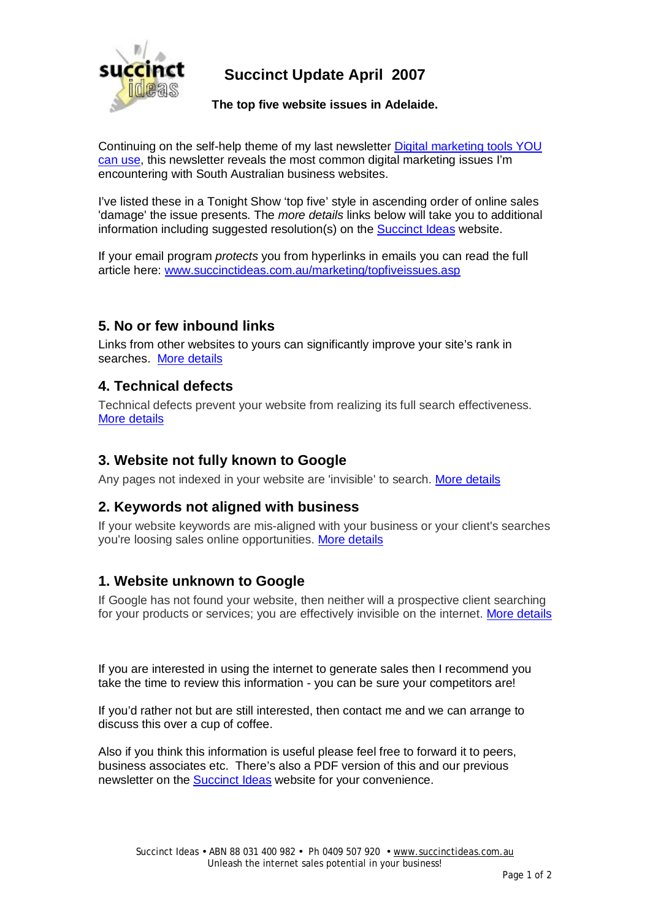# Succinct Update April 2007

**The top five website issues in Adelaide.**

Continuing on the self-help theme of my last newsletter [Digital marketing tools YOU can use](), this newsletter reveals the most common digital marketing issues I'm encountering with South Australian business websites.

I've listed these in a Tonight Show 'top five' style in ascending order of online sales 'damage' the issue presents. The *more details* links below will take you to additional information including suggested resolution(s) on the [Succinct Ideas]() website.

If your email program *protects* you from hyperlinks in emails you can read the full article here: www.succinctideas.com.au/marketing/topfiveissues.asp

## 5. No or few inbound links

Links from other websites to yours can significantly improve your site's rank in searches. [More details]()

## 4. Technical defects

Technical defects prevent your website from realizing its full search effectiveness. [More details]()

## 3. Website not fully known to Google

Any pages not indexed in your website are 'invisible' to search. [More details]()

## 2. Keywords not aligned with business

If your website keywords are mis-aligned with your business or your client's searches you're loosing sales online opportunities. [More details]()

## 1. Website unknown to Google

If Google has not found your website, then neither will a prospective client searching for your products or services; you are effectively invisible on the internet. [More details]()

If you are interested in using the internet to generate sales then I recommend you take the time to review this information - you can be sure your competitors are!

If you'd rather not but are still interested, then contact me and we can arrange to discuss this over a cup of coffee.

Also if you think this information is useful please feel free to forward it to peers, business associates etc. There's also a PDF version of this and our previous newsletter on the [Succinct Ideas]() website for your convenience.

Succinct Ideas • ABN 88 031 400 982 • Ph 0409 507 920 • www.succinctideas.com.au
Unleash the internet sales potential in your business!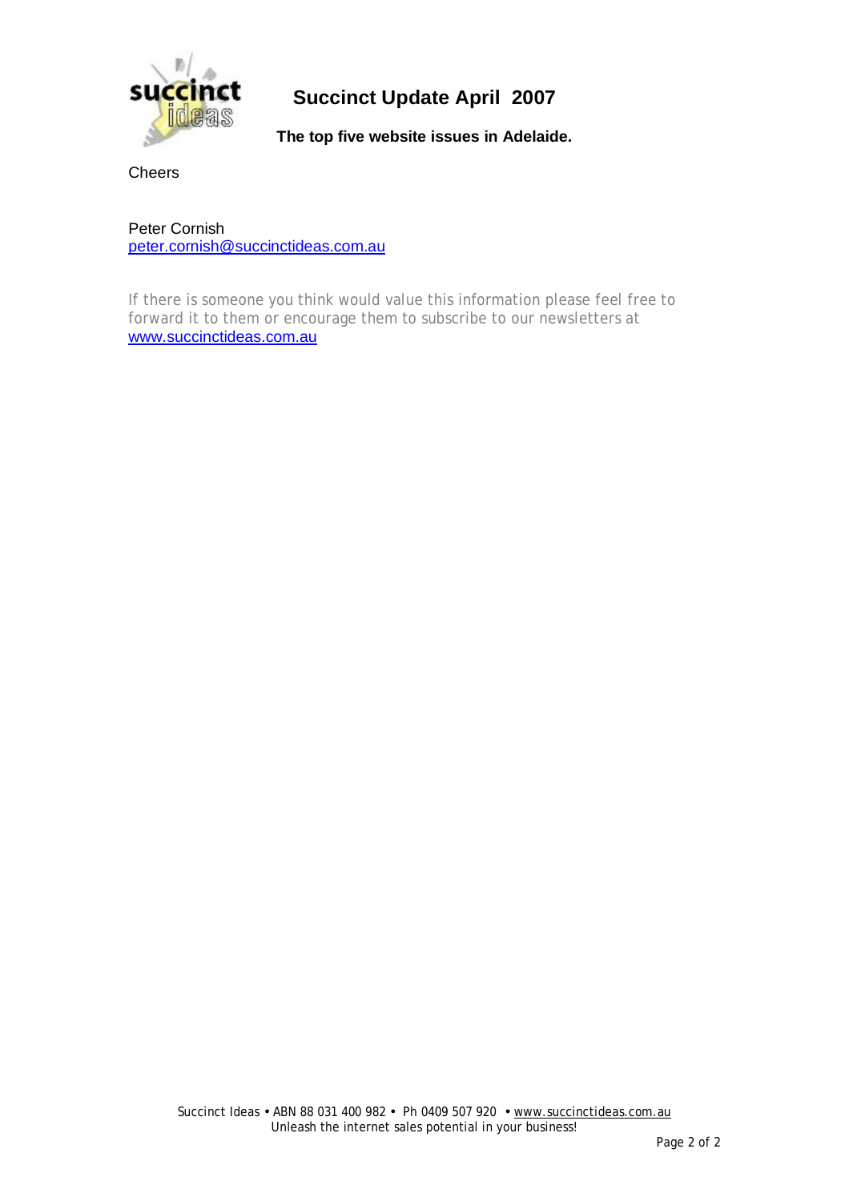Cheers

Peter Cornish
peter.cornish@succinctideas.com.au

If there is someone you think would value this information please feel free to forward it to them or encourage them to subscribe to our newsletters at www.succinctideas.com.au